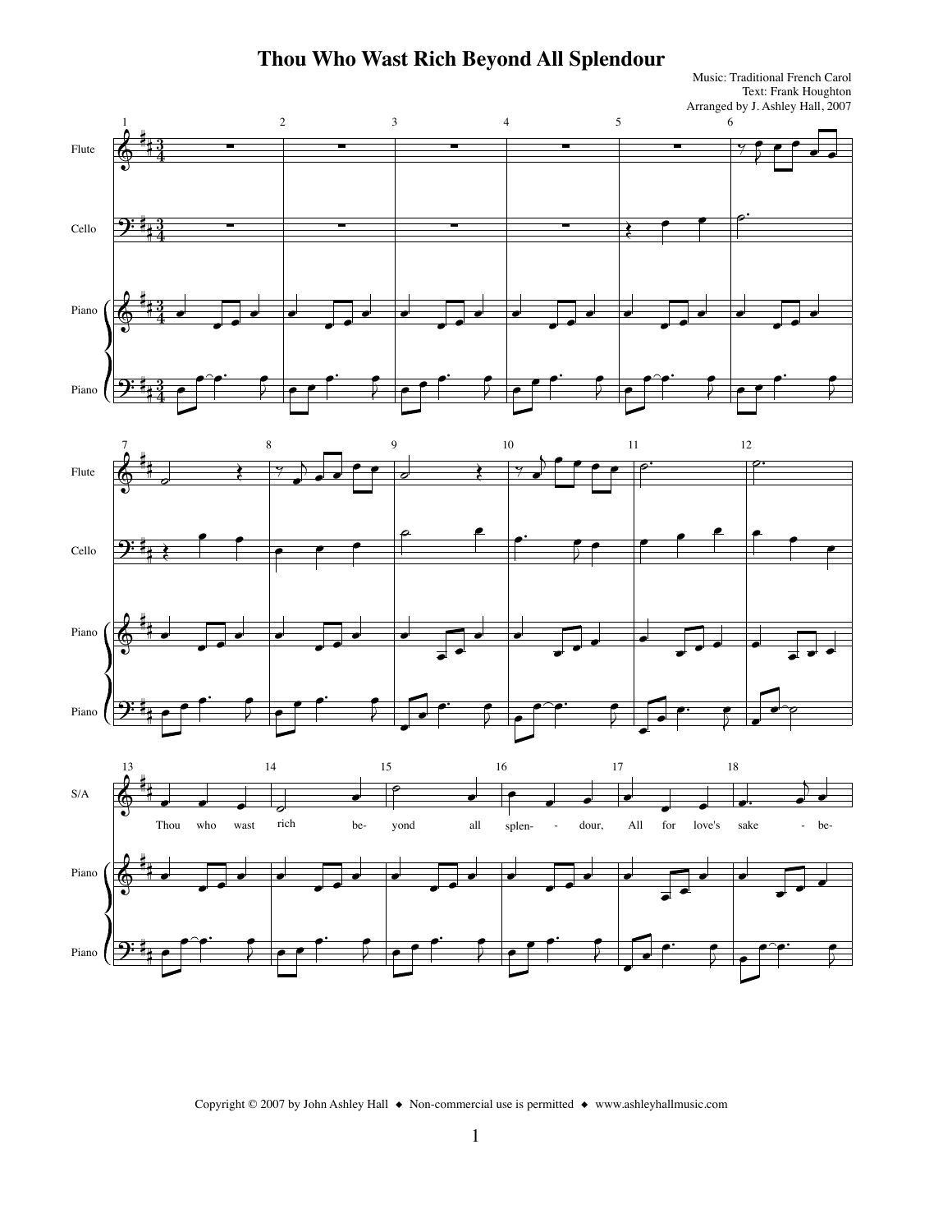# Thou Who Wast Rich Beyond All Splendour

Music: Traditional French Carol
Text: Frank Houghton
Arranged by J. Ashley Hall, 2007

Flute

Cello

Piano

S/A

Thou who wast rich be- yond all splen- - dour, All for love's sake - be-

Copyright © 2007 by John Ashley Hall ◆ Non-commercial use is permitted ◆ www.ashleyhallmusic.com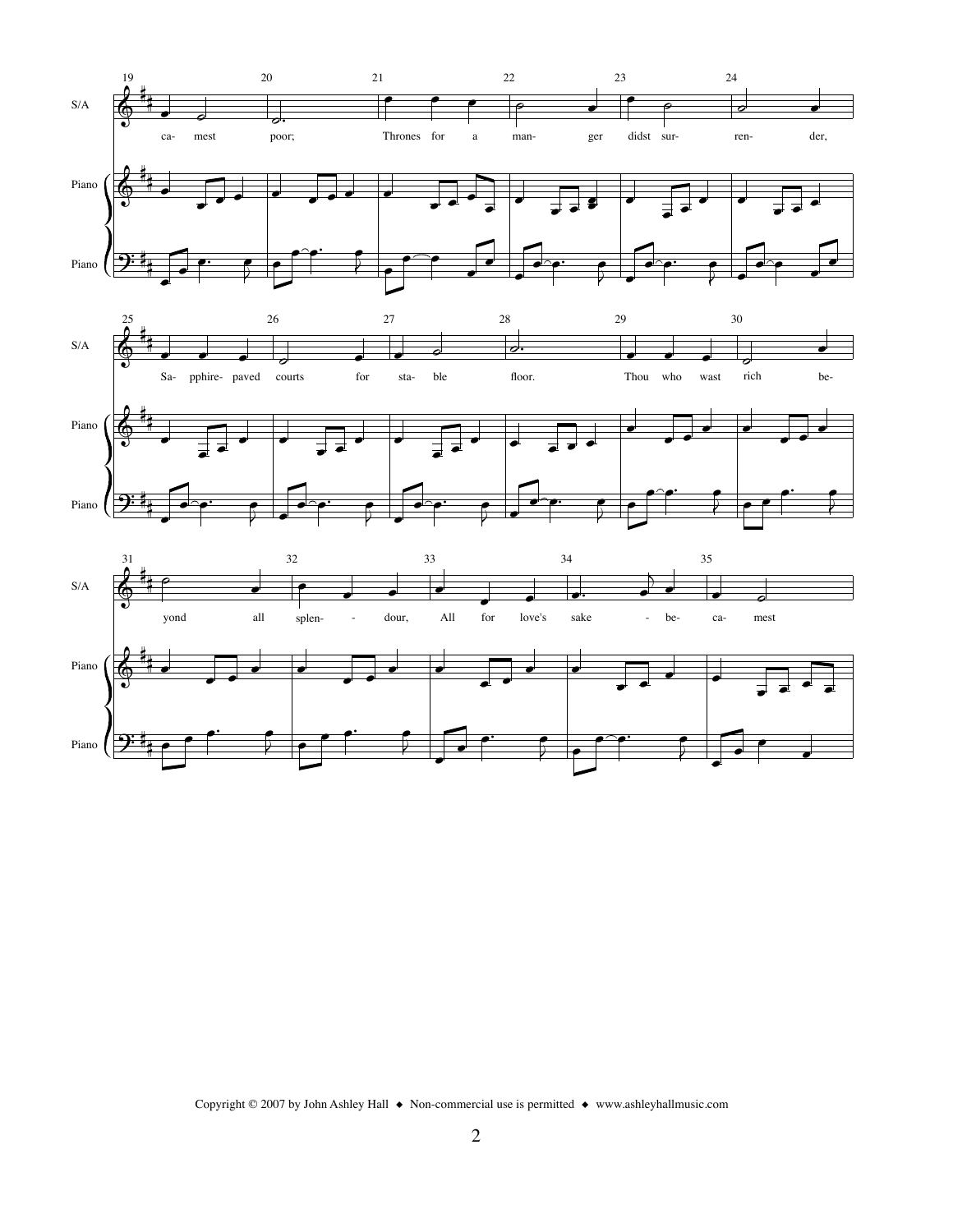S/A

ca- mest poor; Thrones for a man- ger didst sur- ren- der,

Sa- pphire- paved courts for sta- ble floor. Thou who wast rich be-

yond all splen- - dour, All for love's sake - be- ca- mest

Piano

Copyright © 2007 by John Ashley Hall ◆ Non-commercial use is permitted ◆ www.ashleyhallmusic.com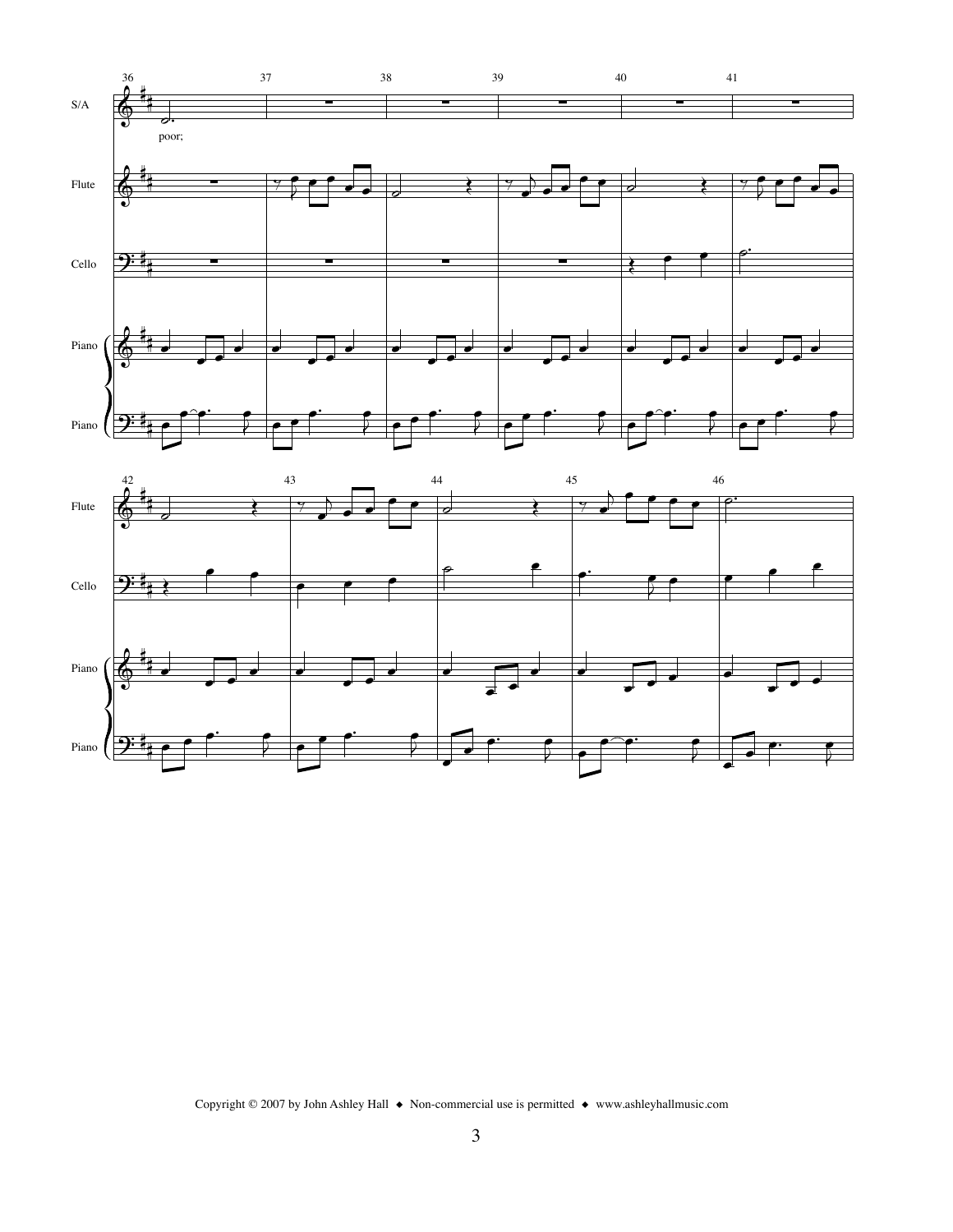poor;

Copyright © 2007 by John Ashley Hall ◆ Non-commercial use is permitted ◆ www.ashleyhallmusic.com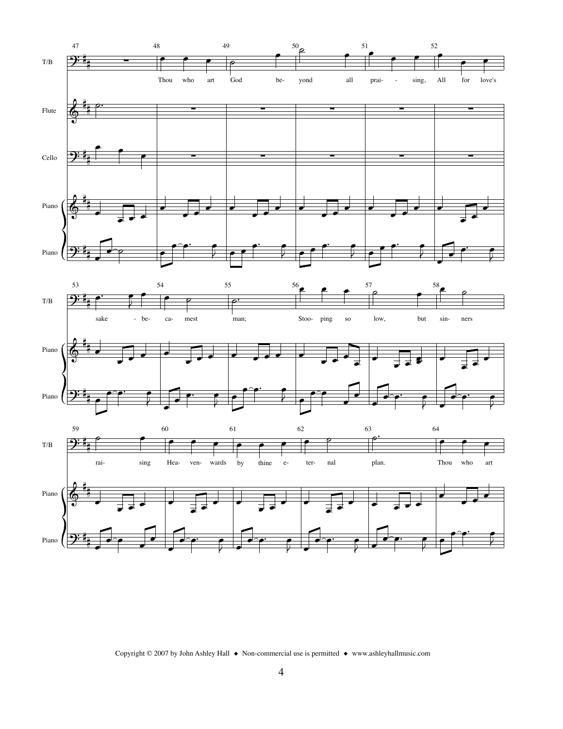Thou who art God beyond all praising, All for love's sake became man; Stooping so low, but sinners raising Heavenwards by thine eternal plan. Thou who art

Copyright © 2007 by John Ashley Hall ◆ Non-commercial use is permitted ◆ www.ashleyhallmusic.com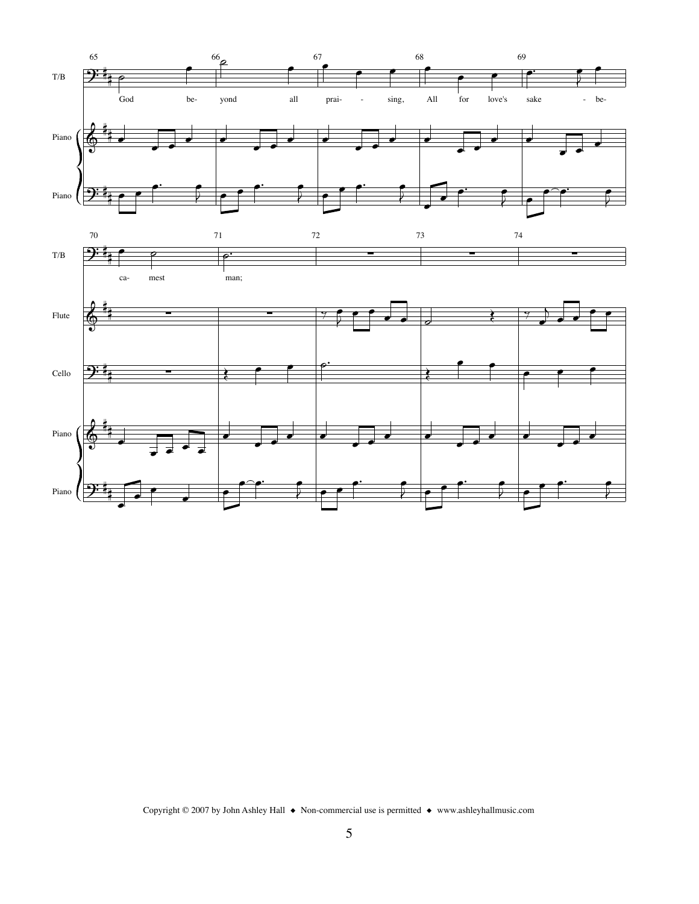God beyond all praising, All for love's sake became man;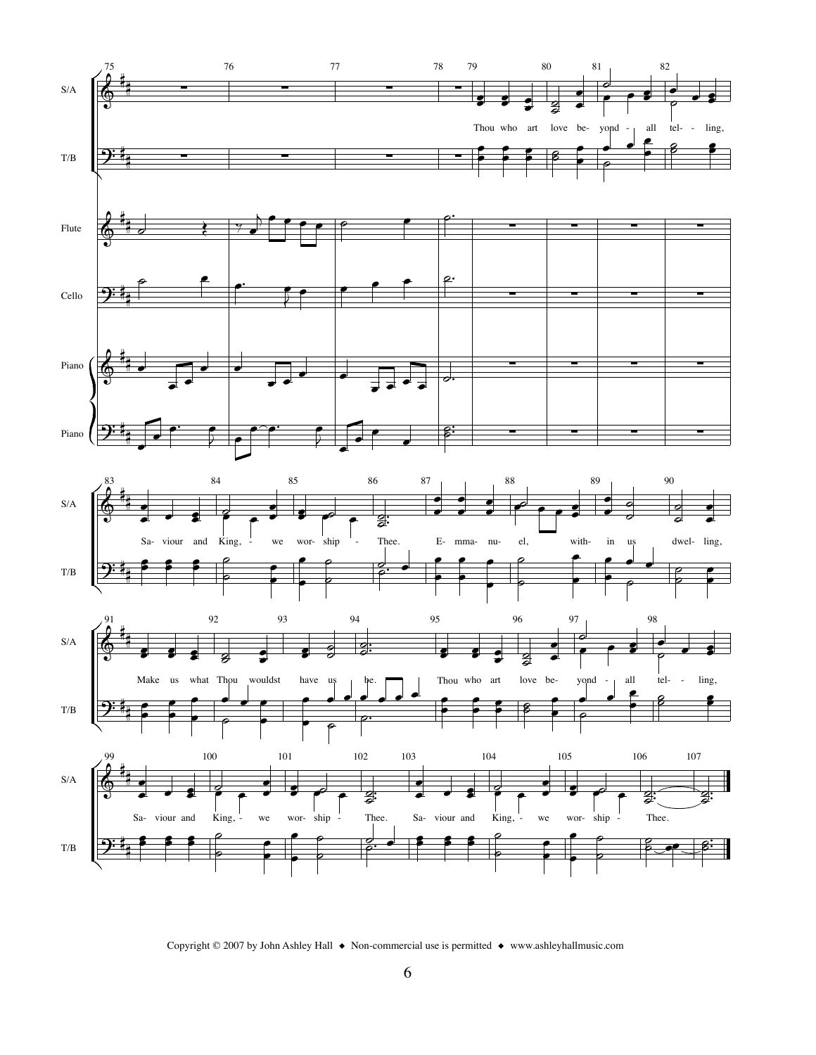Copyright © 2007 by John Ashley Hall ◆ Non-commercial use is permitted ◆ www.ashleyhallmusic.com